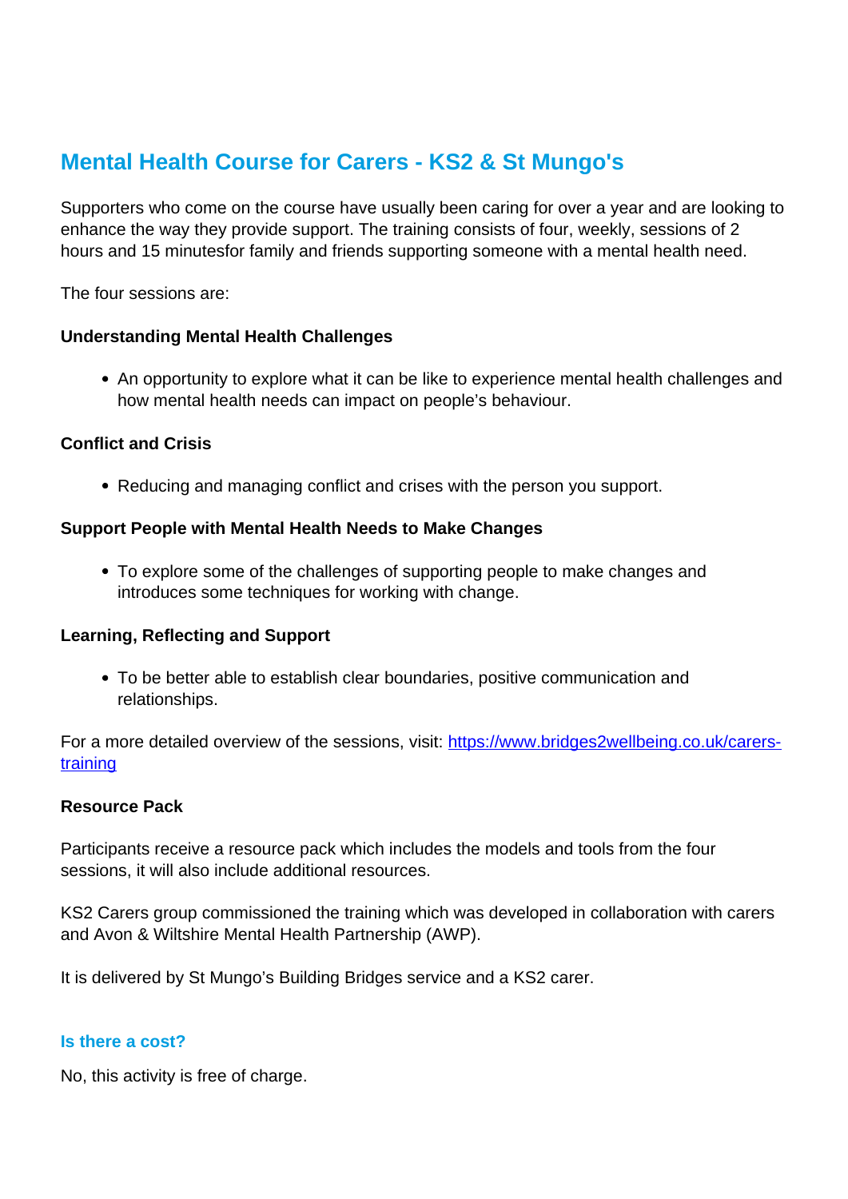# Mental Health Course for Carers - KS2 & St Mungo's

Supporters who come on the course have usually been caring for over a year and are looking to enhance the way they provide support. The training consists of four, weekly, sessions of 2 hours and 15 minutesfor family and friends supporting someone with a mental health need.

The four sessions are:

**Understanding Mental Health Challenges**

- An opportunity to explore what it can be like to experience mental health challenges and how mental health needs can impact on people's behaviour.

**Conflict and Crisis**

- Reducing and managing conflict and crises with the person you support.

**Support People with Mental Health Needs to Make Changes**

- To explore some of the challenges of supporting people to make changes and introduces some techniques for working with change.

**Learning, Reflecting and Support**

- To be better able to establish clear boundaries, positive communication and relationships.

For a more detailed overview of the sessions, visit: [https://www.bridges2wellbeing.co.uk/carers-training](https://www.bridges2wellbeing.co.uk/carers-training)

**Resource Pack**

Participants receive a resource pack which includes the models and tools from the four sessions, it will also include additional resources.

KS2 Carers group commissioned the training which was developed in collaboration with carers and Avon & Wiltshire Mental Health Partnership (AWP).

It is delivered by St Mungo's Building Bridges service and a KS2 carer.

### Is there a cost?

No, this activity is free of charge.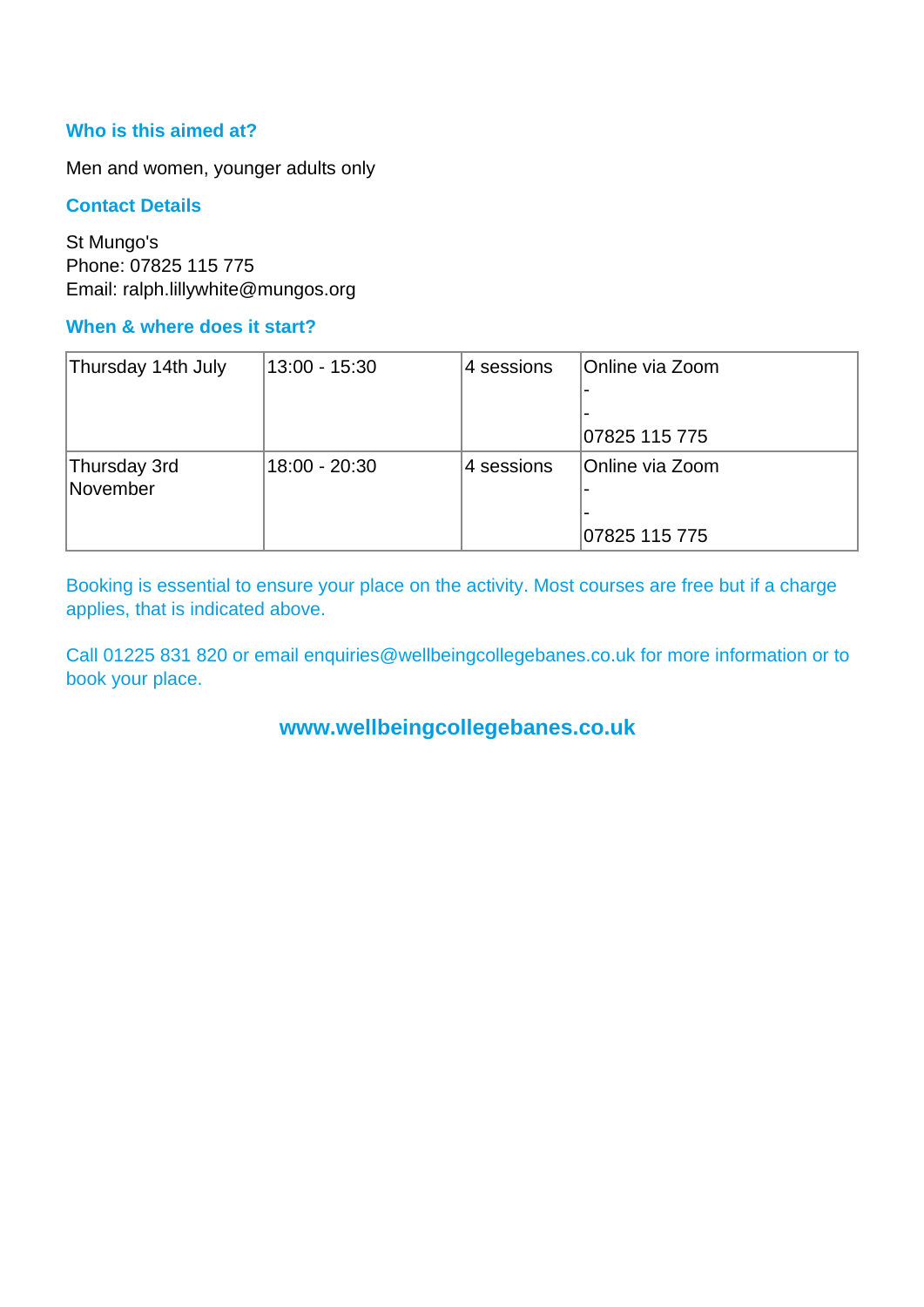### Who is this aimed at?

Men and women, younger adults only

### Contact Details

St Mungo's
Phone: 07825 115 775
Email: ralph.lillywhite@mungos.org

### When & where does it start?

| | | | |
|---|---|---|---|
| Thursday 14th July | 13:00 - 15:30 | 4 sessions | Online via Zoom<br>-<br>-<br>07825 115 775 |
| Thursday 3rd November | 18:00 - 20:30 | 4 sessions | Online via Zoom<br>-<br>-<br>07825 115 775 |

Booking is essential to ensure your place on the activity. Most courses are free but if a charge applies, that is indicated above.

Call 01225 831 820 or email enquiries@wellbeingcollegebanes.co.uk for more information or to book your place.

**www.wellbeingcollegebanes.co.uk**